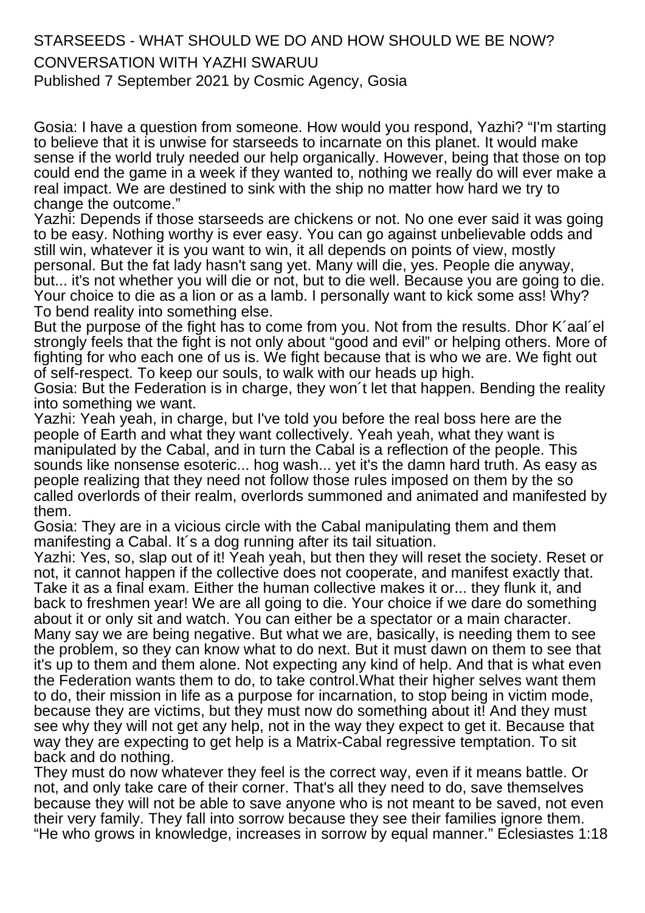# STARSEEDS - WHAT SHOULD WE DO AND HOW SHOULD WE BE NOW?

## CONVERSATION WITH YAZHI SWARUU

Published 7 September 2021 by Cosmic Agency, Gosia

Gosia: I have a question from someone. How would you respond, Yazhi? "I'm starting to believe that it is unwise for starseeds to incarnate on this planet. It would make sense if the world truly needed our help organically. However, being that those on top could end the game in a week if they wanted to, nothing we really do will ever make a real impact. We are destined to sink with the ship no matter how hard we try to change the outcome."

Yazhi: Depends if those starseeds are chickens or not. No one ever said it was going to be easy. Nothing worthy is ever easy. You can go against unbelievable odds and still win, whatever it is you want to win, it all depends on points of view, mostly personal. But the fat lady hasn't sang yet. Many will die, yes. People die anyway, but... it's not whether you will die or not, but to die well. Because you are going to die. Your choice to die as a lion or as a lamb. I personally want to kick some ass! Why? To bend reality into something else.

But the purpose of the fight has to come from you. Not from the results. Dhor K´aal´el strongly feels that the fight is not only about "good and evil" or helping others. More of fighting for who each one of us is. We fight because that is who we are. We fight out of self-respect. To keep our souls, to walk with our heads up high.

Gosia: But the Federation is in charge, they won´t let that happen. Bending the reality into something we want.

Yazhi: Yeah yeah, in charge, but I've told you before the real boss here are the people of Earth and what they want collectively. Yeah yeah, what they want is manipulated by the Cabal, and in turn the Cabal is a reflection of the people. This sounds like nonsense esoteric... hog wash... yet it's the damn hard truth. As easy as people realizing that they need not follow those rules imposed on them by the so called overlords of their realm, overlords summoned and animated and manifested by them.

Gosia: They are in a vicious circle with the Cabal manipulating them and them manifesting a Cabal. It´s a dog running after its tail situation.

Yazhi: Yes, so, slap out of it! Yeah yeah, but then they will reset the society. Reset or not, it cannot happen if the collective does not cooperate, and manifest exactly that. Take it as a final exam. Either the human collective makes it or... they flunk it, and back to freshmen year! We are all going to die. Your choice if we dare do something about it or only sit and watch. You can either be a spectator or a main character. Many say we are being negative. But what we are, basically, is needing them to see the problem, so they can know what to do next. But it must dawn on them to see that it's up to them and them alone. Not expecting any kind of help. And that is what even the Federation wants them to do, to take control.What their higher selves want them to do, their mission in life as a purpose for incarnation, to stop being in victim mode, because they are victims, but they must now do something about it! And they must see why they will not get any help, not in the way they expect to get it. Because that way they are expecting to get help is a Matrix-Cabal regressive temptation. To sit back and do nothing.

They must do now whatever they feel is the correct way, even if it means battle. Or not, and only take care of their corner. That's all they need to do, save themselves because they will not be able to save anyone who is not meant to be saved, not even their very family. They fall into sorrow because they see their families ignore them. "He who grows in knowledge, increases in sorrow by equal manner." Eclesiastes 1:18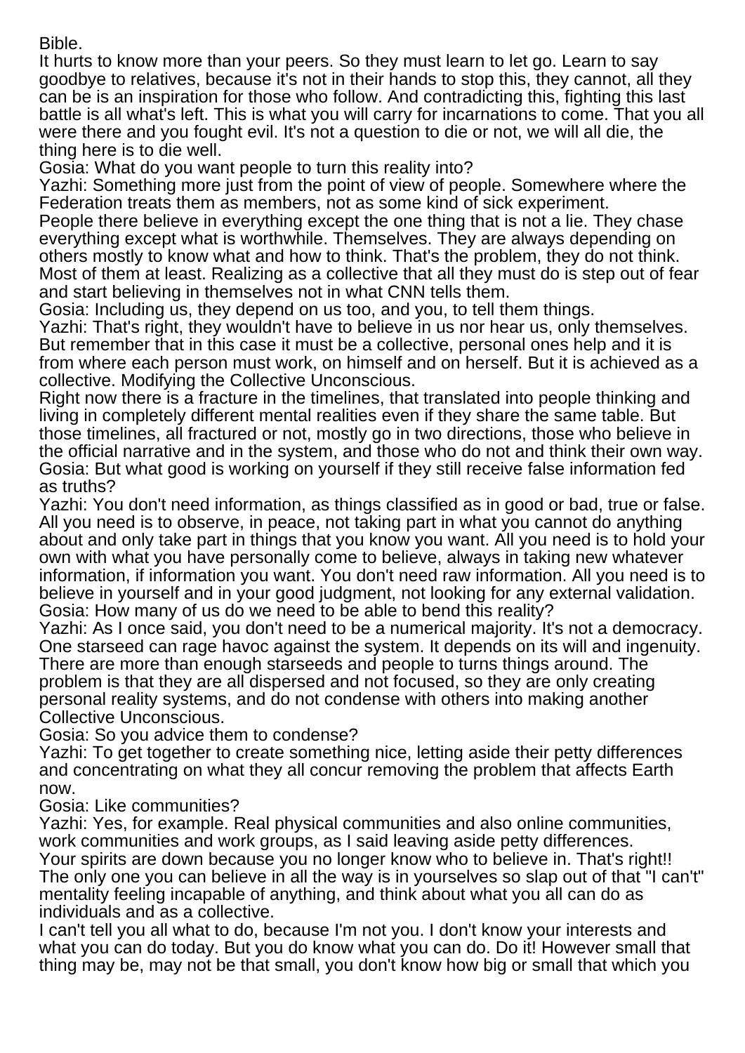Bible.

It hurts to know more than your peers. So they must learn to let go. Learn to say goodbye to relatives, because it's not in their hands to stop this, they cannot, all they can be is an inspiration for those who follow. And contradicting this, fighting this last battle is all what's left. This is what you will carry for incarnations to come. That you all were there and you fought evil. It's not a question to die or not, we will all die, the thing here is to die well.

Gosia: What do you want people to turn this reality into?

Yazhi: Something more just from the point of view of people. Somewhere where the Federation treats them as members, not as some kind of sick experiment.

People there believe in everything except the one thing that is not a lie. They chase everything except what is worthwhile. Themselves. They are always depending on others mostly to know what and how to think. That's the problem, they do not think. Most of them at least. Realizing as a collective that all they must do is step out of fear and start believing in themselves not in what CNN tells them.

Gosia: Including us, they depend on us too, and you, to tell them things.

Yazhi: That's right, they wouldn't have to believe in us nor hear us, only themselves. But remember that in this case it must be a collective, personal ones help and it is from where each person must work, on himself and on herself. But it is achieved as a collective. Modifying the Collective Unconscious.

Right now there is a fracture in the timelines, that translated into people thinking and living in completely different mental realities even if they share the same table. But those timelines, all fractured or not, mostly go in two directions, those who believe in the official narrative and in the system, and those who do not and think their own way.

Gosia: But what good is working on yourself if they still receive false information fed as truths?

Yazhi: You don't need information, as things classified as in good or bad, true or false. All you need is to observe, in peace, not taking part in what you cannot do anything about and only take part in things that you know you want. All you need is to hold your own with what you have personally come to believe, always in taking new whatever information, if information you want. You don't need raw information. All you need is to believe in yourself and in your good judgment, not looking for any external validation.

Gosia: How many of us do we need to be able to bend this reality?

Yazhi: As I once said, you don't need to be a numerical majority. It's not a democracy. One starseed can rage havoc against the system. It depends on its will and ingenuity. There are more than enough starseeds and people to turns things around. The problem is that they are all dispersed and not focused, so they are only creating personal reality systems, and do not condense with others into making another Collective Unconscious.

Gosia: So you advice them to condense?

Yazhi: To get together to create something nice, letting aside their petty differences and concentrating on what they all concur removing the problem that affects Earth now.

Gosia: Like communities?

Yazhi: Yes, for example. Real physical communities and also online communities, work communities and work groups, as I said leaving aside petty differences.

Your spirits are down because you no longer know who to believe in. That's right!! The only one you can believe in all the way is in yourselves so slap out of that "I can't" mentality feeling incapable of anything, and think about what you all can do as individuals and as a collective.

I can't tell you all what to do, because I'm not you. I don't know your interests and what you can do today. But you do know what you can do. Do it! However small that thing may be, may not be that small, you don't know how big or small that which you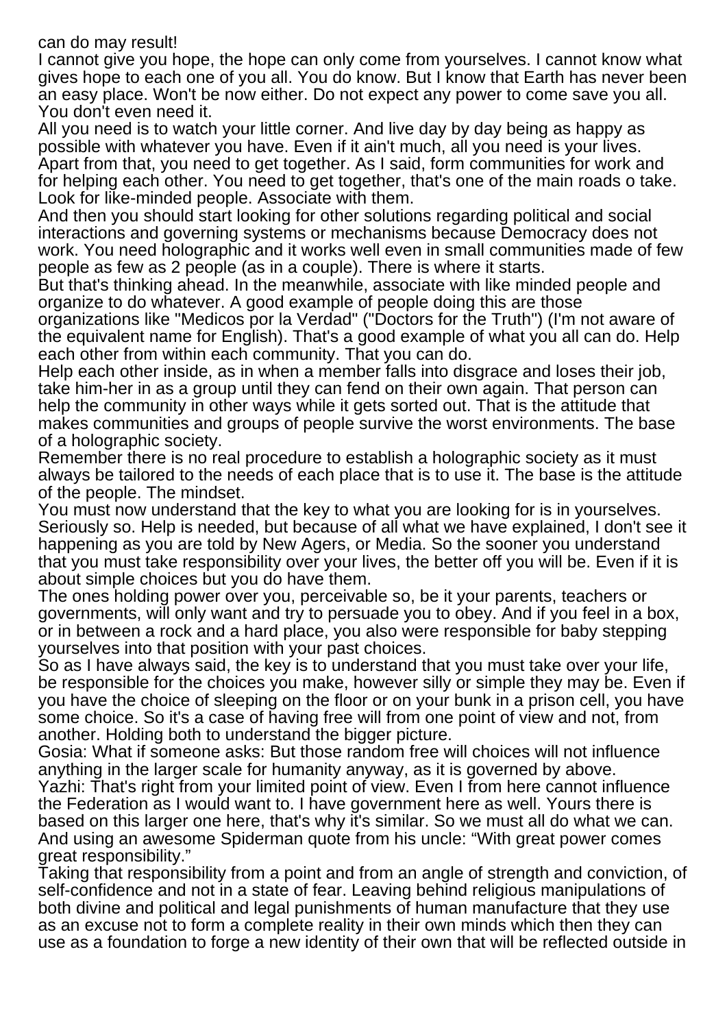can do may result!

I cannot give you hope, the hope can only come from yourselves. I cannot know what gives hope to each one of you all. You do know. But I know that Earth has never been an easy place. Won't be now either. Do not expect any power to come save you all. You don't even need it.

All you need is to watch your little corner. And live day by day being as happy as possible with whatever you have. Even if it ain't much, all you need is your lives. Apart from that, you need to get together. As I said, form communities for work and for helping each other. You need to get together, that's one of the main roads o take. Look for like-minded people. Associate with them.

And then you should start looking for other solutions regarding political and social interactions and governing systems or mechanisms because Democracy does not work. You need holographic and it works well even in small communities made of few people as few as 2 people (as in a couple). There is where it starts.

But that's thinking ahead. In the meanwhile, associate with like minded people and organize to do whatever. A good example of people doing this are those organizations like "Medicos por la Verdad" ("Doctors for the Truth") (I'm not aware of the equivalent name for English). That's a good example of what you all can do. Help each other from within each community. That you can do.

Help each other inside, as in when a member falls into disgrace and loses their job, take him-her in as a group until they can fend on their own again. That person can help the community in other ways while it gets sorted out. That is the attitude that makes communities and groups of people survive the worst environments. The base of a holographic society.

Remember there is no real procedure to establish a holographic society as it must always be tailored to the needs of each place that is to use it. The base is the attitude of the people. The mindset.

You must now understand that the key to what you are looking for is in yourselves. Seriously so. Help is needed, but because of all what we have explained, I don't see it happening as you are told by New Agers, or Media. So the sooner you understand that you must take responsibility over your lives, the better off you will be. Even if it is about simple choices but you do have them.

The ones holding power over you, perceivable so, be it your parents, teachers or governments, will only want and try to persuade you to obey. And if you feel in a box, or in between a rock and a hard place, you also were responsible for baby stepping yourselves into that position with your past choices.

So as I have always said, the key is to understand that you must take over your life, be responsible for the choices you make, however silly or simple they may be. Even if you have the choice of sleeping on the floor or on your bunk in a prison cell, you have some choice. So it's a case of having free will from one point of view and not, from another. Holding both to understand the bigger picture.

Gosia: What if someone asks: But those random free will choices will not influence anything in the larger scale for humanity anyway, as it is governed by above.

Yazhi: That's right from your limited point of view. Even I from here cannot influence the Federation as I would want to. I have government here as well. Yours there is based on this larger one here, that's why it's similar. So we must all do what we can. And using an awesome Spiderman quote from his uncle: “With great power comes great responsibility.”

Taking that responsibility from a point and from an angle of strength and conviction, of self-confidence and not in a state of fear. Leaving behind religious manipulations of both divine and political and legal punishments of human manufacture that they use as an excuse not to form a complete reality in their own minds which then they can use as a foundation to forge a new identity of their own that will be reflected outside in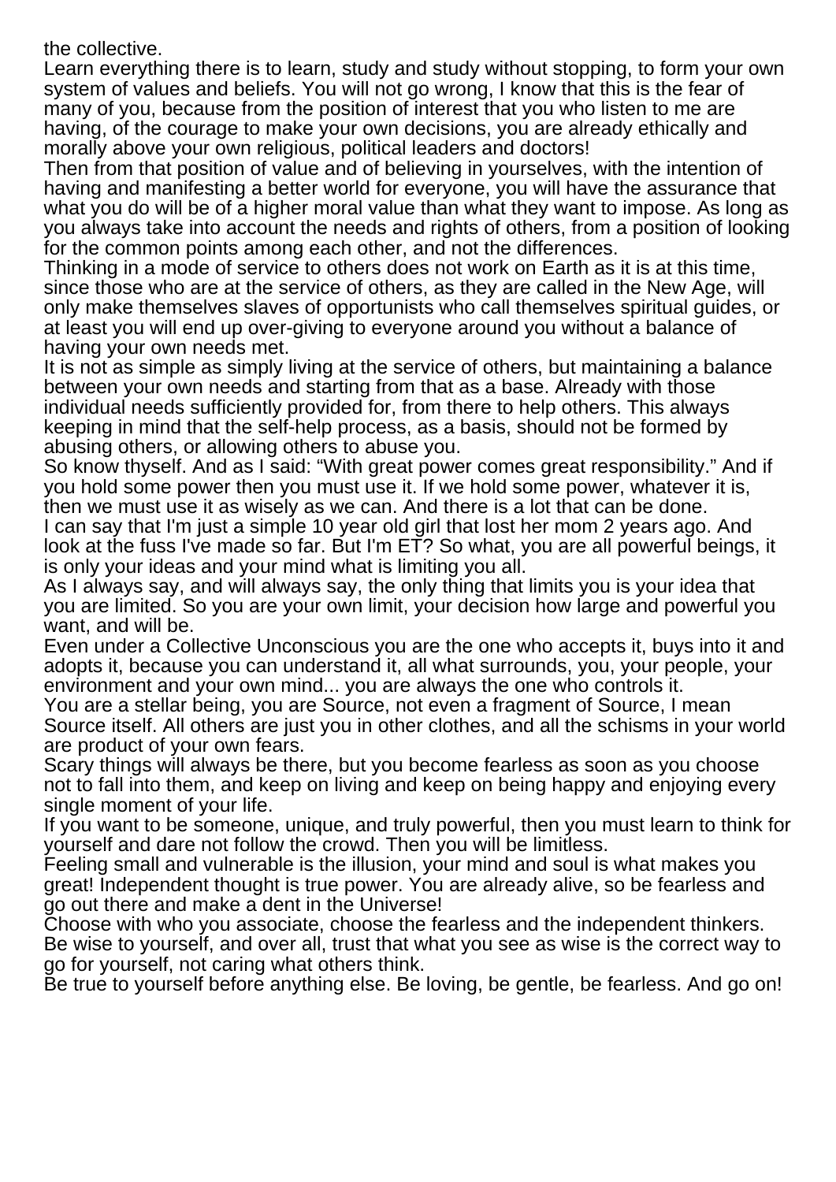the collective.

Learn everything there is to learn, study and study without stopping, to form your own system of values and beliefs. You will not go wrong, I know that this is the fear of many of you, because from the position of interest that you who listen to me are having, of the courage to make your own decisions, you are already ethically and morally above your own religious, political leaders and doctors!

Then from that position of value and of believing in yourselves, with the intention of having and manifesting a better world for everyone, you will have the assurance that what you do will be of a higher moral value than what they want to impose. As long as you always take into account the needs and rights of others, from a position of looking for the common points among each other, and not the differences.

Thinking in a mode of service to others does not work on Earth as it is at this time, since those who are at the service of others, as they are called in the New Age, will only make themselves slaves of opportunists who call themselves spiritual guides, or at least you will end up over-giving to everyone around you without a balance of having your own needs met.

It is not as simple as simply living at the service of others, but maintaining a balance between your own needs and starting from that as a base. Already with those individual needs sufficiently provided for, from there to help others. This always keeping in mind that the self-help process, as a basis, should not be formed by abusing others, or allowing others to abuse you.

So know thyself. And as I said: “With great power comes great responsibility.” And if you hold some power then you must use it. If we hold some power, whatever it is, then we must use it as wisely as we can. And there is a lot that can be done.

I can say that I'm just a simple 10 year old girl that lost her mom 2 years ago. And look at the fuss I've made so far. But I'm ET? So what, you are all powerful beings, it is only your ideas and your mind what is limiting you all.

As I always say, and will always say, the only thing that limits you is your idea that you are limited. So you are your own limit, your decision how large and powerful you want, and will be.

Even under a Collective Unconscious you are the one who accepts it, buys into it and adopts it, because you can understand it, all what surrounds, you, your people, your environment and your own mind... you are always the one who controls it.

You are a stellar being, you are Source, not even a fragment of Source, I mean Source itself. All others are just you in other clothes, and all the schisms in your world are product of your own fears.

Scary things will always be there, but you become fearless as soon as you choose not to fall into them, and keep on living and keep on being happy and enjoying every single moment of your life.

If you want to be someone, unique, and truly powerful, then you must learn to think for yourself and dare not follow the crowd. Then you will be limitless.

Feeling small and vulnerable is the illusion, your mind and soul is what makes you great! Independent thought is true power. You are already alive, so be fearless and go out there and make a dent in the Universe!

Choose with who you associate, choose the fearless and the independent thinkers. Be wise to yourself, and over all, trust that what you see as wise is the correct way to go for yourself, not caring what others think.

Be true to yourself before anything else. Be loving, be gentle, be fearless. And go on!